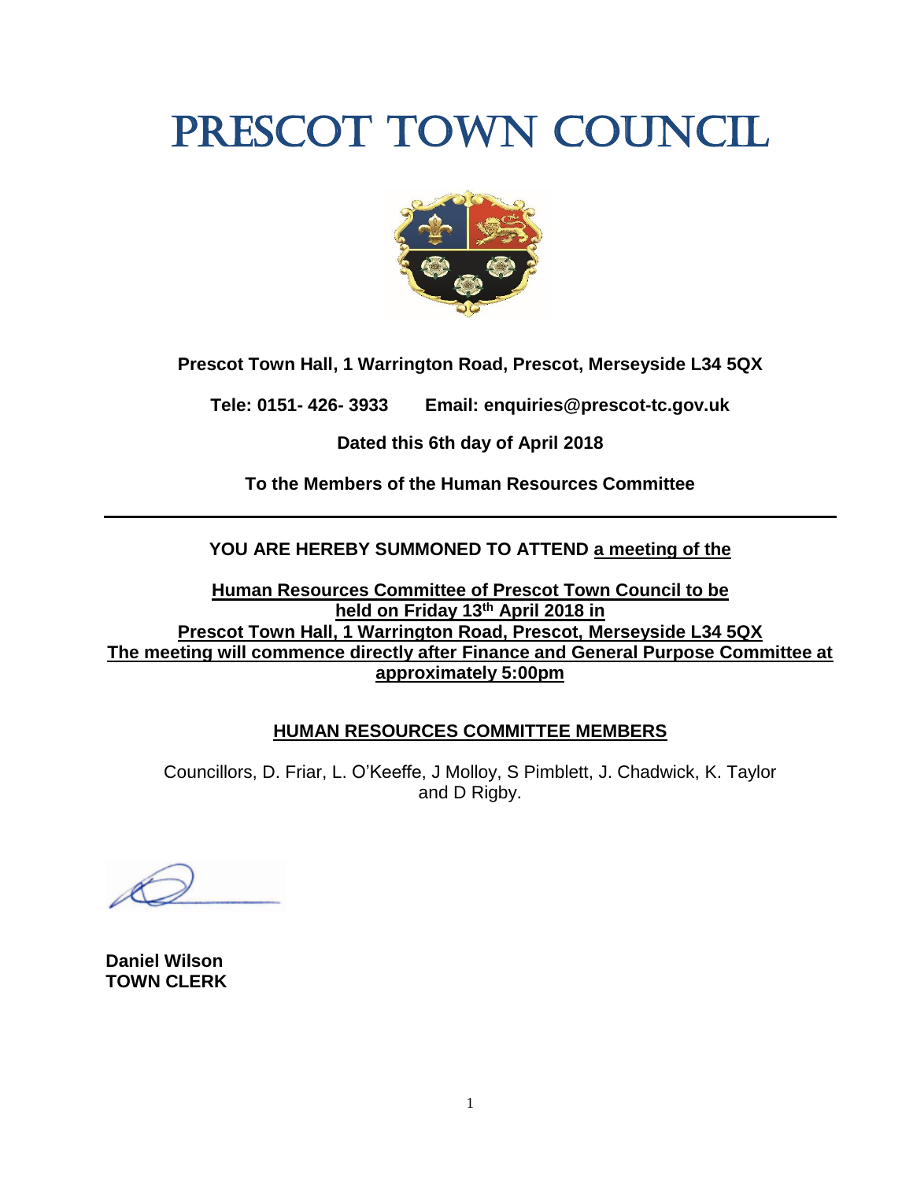# PRESCOT TOWN COUNCIL

**Prescot Town Hall, 1 Warrington Road, Prescot, Merseyside L34 5QX**

**Tele: 0151- 426- 3933 Email: enquiries@prescot-tc.gov.uk**

**Dated this 6th day of April 2018**

**To the Members of the Human Resources Committee**

---

**YOU ARE HEREBY SUMMONED TO ATTEND a meeting of the**

**Human Resources Committee of Prescot Town Council to be held on Friday 13th April 2018 in Prescot Town Hall, 1 Warrington Road, Prescot, Merseyside L34 5QX The meeting will commence directly after Finance and General Purpose Committee at approximately 5:00pm**

## HUMAN RESOURCES COMMITTEE MEMBERS

Councillors, D. Friar, L. O'Keeffe, J Molloy, S Pimblett, J. Chadwick, K. Taylor and D Rigby.

**Daniel Wilson**
**TOWN CLERK**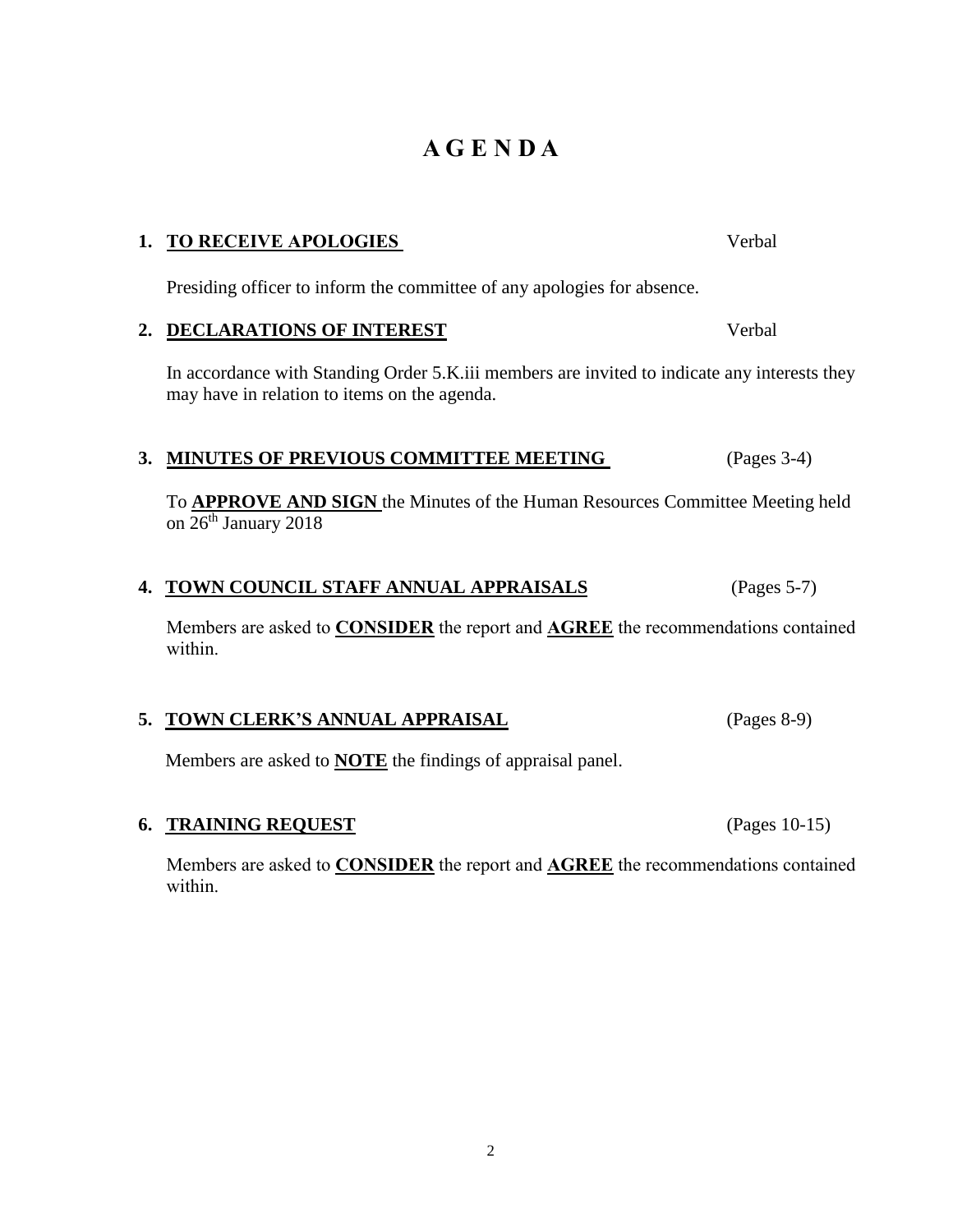# A G E N D A

**1. TO RECEIVE APOLOGIES** Verbal

Presiding officer to inform the committee of any apologies for absence.

**2. DECLARATIONS OF INTEREST** Verbal

In accordance with Standing Order 5.K.iii members are invited to indicate any interests they may have in relation to items on the agenda.

**3. MINUTES OF PREVIOUS COMMITTEE MEETING** (Pages 3-4)

To **APPROVE AND SIGN** the Minutes of the Human Resources Committee Meeting held on 26th January 2018

**4. TOWN COUNCIL STAFF ANNUAL APPRAISALS** (Pages 5-7)

Members are asked to **CONSIDER** the report and **AGREE** the recommendations contained within.

**5. TOWN CLERK'S ANNUAL APPRAISAL** (Pages 8-9)

Members are asked to **NOTE** the findings of appraisal panel.

**6. TRAINING REQUEST** (Pages 10-15)

Members are asked to **CONSIDER** the report and **AGREE** the recommendations contained within.